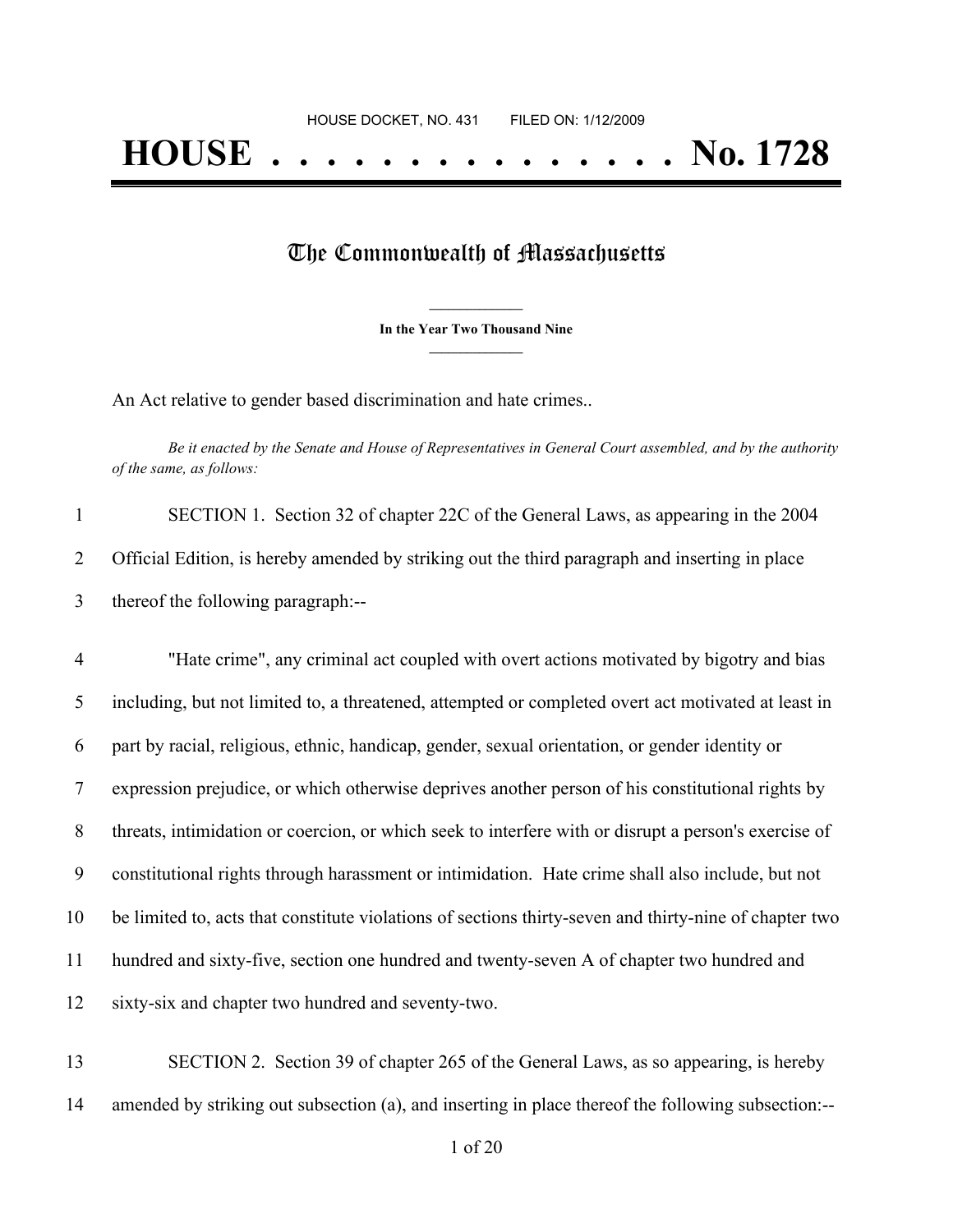HOUSE DOCKET, NO. 431        FILED ON: 1/12/2009

# HOUSE . . . . . . . . . . . . . . . No. 1728

## The Commonwealth of Massachusetts

**In the Year Two Thousand Nine**

An Act relative to gender based discrimination and hate crimes..

*Be it enacted by the Senate and House of Representatives in General Court assembled, and by the authority of the same, as follows:*

SECTION 1. Section 32 of chapter 22C of the General Laws, as appearing in the 2004 Official Edition, is hereby amended by striking out the third paragraph and inserting in place thereof the following paragraph:--

"Hate crime", any criminal act coupled with overt actions motivated by bigotry and bias including, but not limited to, a threatened, attempted or completed overt act motivated at least in part by racial, religious, ethnic, handicap, gender, sexual orientation, or gender identity or expression prejudice, or which otherwise deprives another person of his constitutional rights by threats, intimidation or coercion, or which seek to interfere with or disrupt a person's exercise of constitutional rights through harassment or intimidation. Hate crime shall also include, but not be limited to, acts that constitute violations of sections thirty-seven and thirty-nine of chapter two hundred and sixty-five, section one hundred and twenty-seven A of chapter two hundred and sixty-six and chapter two hundred and seventy-two.

SECTION 2. Section 39 of chapter 265 of the General Laws, as so appearing, is hereby amended by striking out subsection (a), and inserting in place thereof the following subsection:--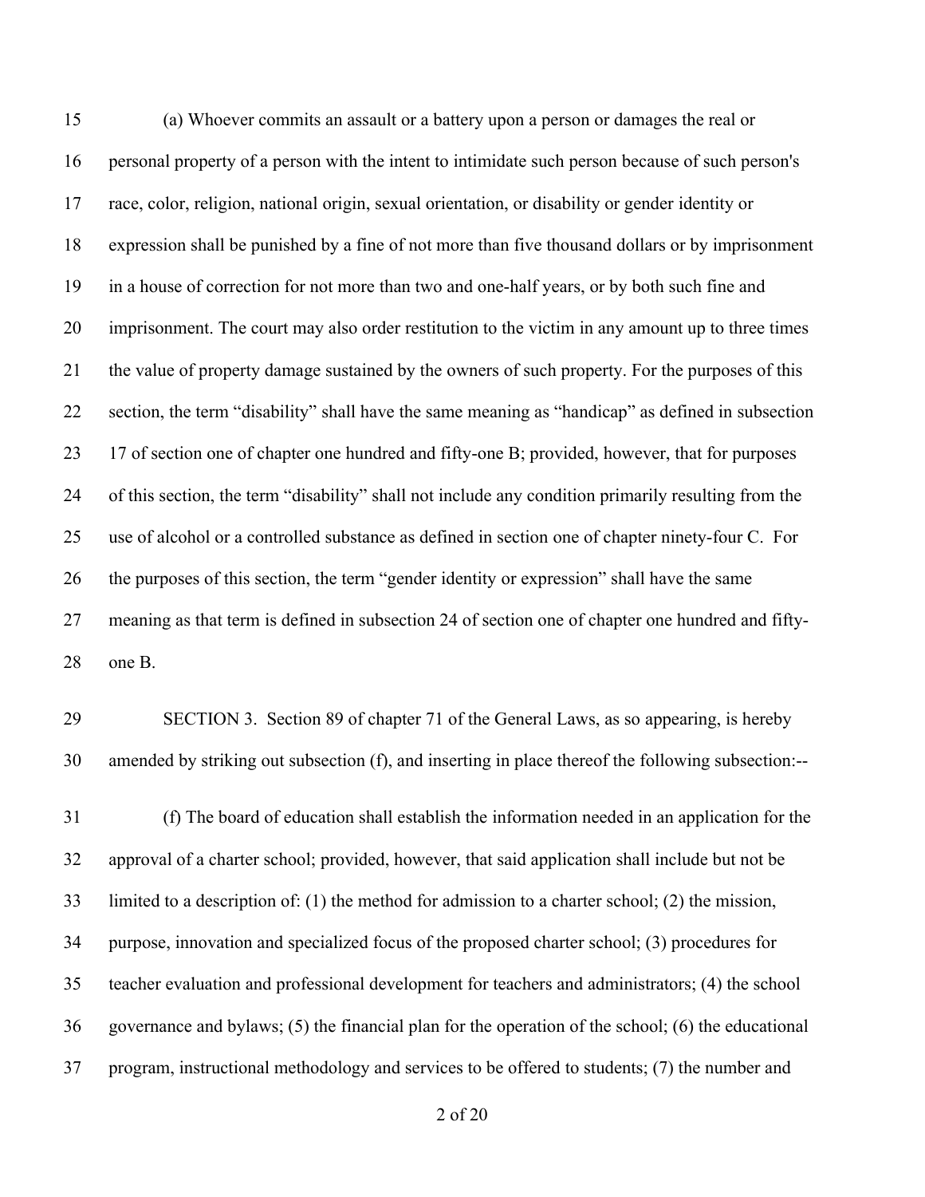(a) Whoever commits an assault or a battery upon a person or damages the real or personal property of a person with the intent to intimidate such person because of such person's race, color, religion, national origin, sexual orientation, or disability or gender identity or expression shall be punished by a fine of not more than five thousand dollars or by imprisonment in a house of correction for not more than two and one-half years, or by both such fine and imprisonment. The court may also order restitution to the victim in any amount up to three times the value of property damage sustained by the owners of such property. For the purposes of this section, the term "disability" shall have the same meaning as "handicap" as defined in subsection 17 of section one of chapter one hundred and fifty-one B; provided, however, that for purposes of this section, the term "disability" shall not include any condition primarily resulting from the use of alcohol or a controlled substance as defined in section one of chapter ninety-four C. For the purposes of this section, the term "gender identity or expression" shall have the same meaning as that term is defined in subsection 24 of section one of chapter one hundred and fifty-one B.

SECTION 3. Section 89 of chapter 71 of the General Laws, as so appearing, is hereby amended by striking out subsection (f), and inserting in place thereof the following subsection:--

(f) The board of education shall establish the information needed in an application for the approval of a charter school; provided, however, that said application shall include but not be limited to a description of: (1) the method for admission to a charter school; (2) the mission, purpose, innovation and specialized focus of the proposed charter school; (3) procedures for teacher evaluation and professional development for teachers and administrators; (4) the school governance and bylaws; (5) the financial plan for the operation of the school; (6) the educational program, instructional methodology and services to be offered to students; (7) the number and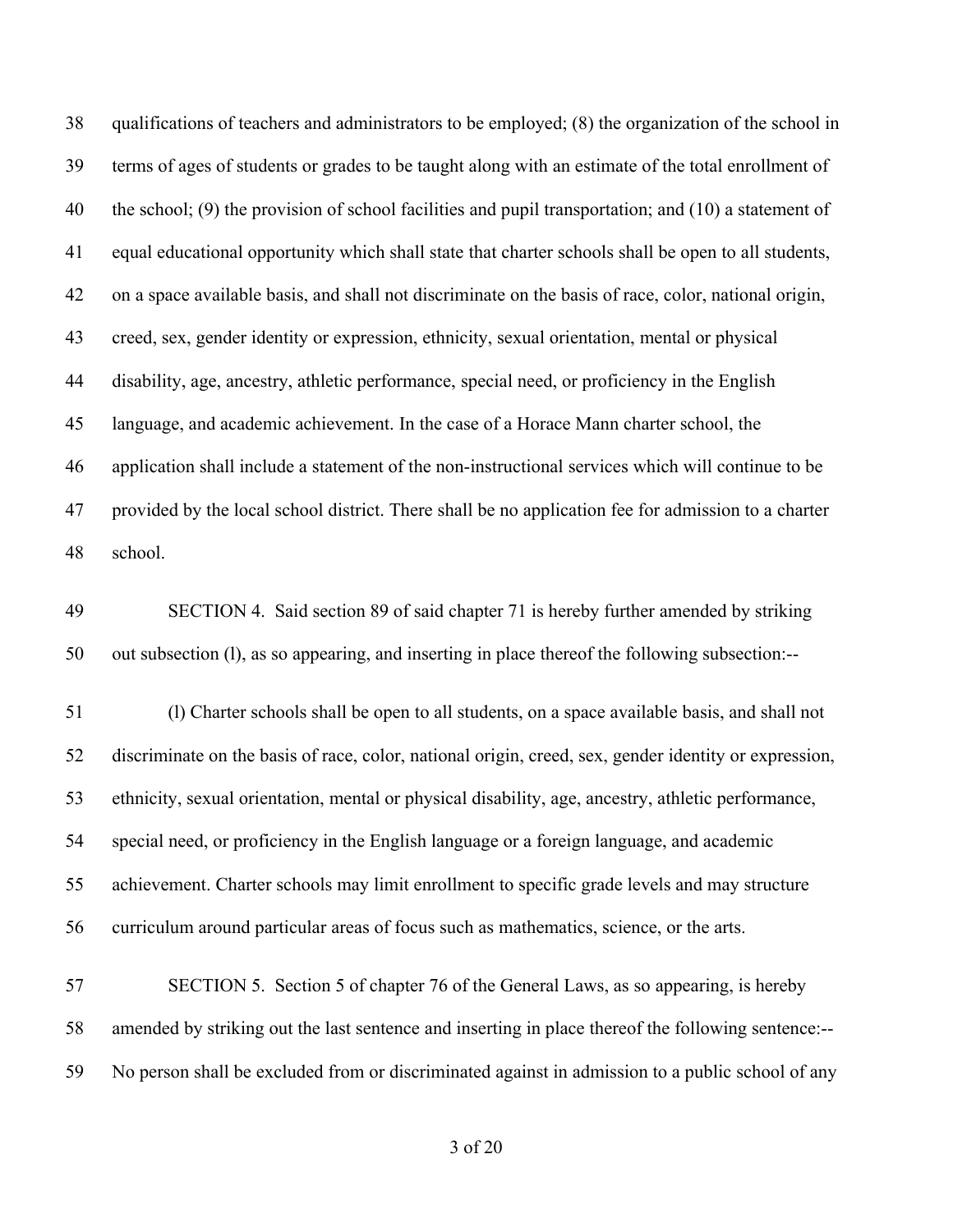qualifications of teachers and administrators to be employed; (8) the organization of the school in terms of ages of students or grades to be taught along with an estimate of the total enrollment of the school; (9) the provision of school facilities and pupil transportation; and (10) a statement of equal educational opportunity which shall state that charter schools shall be open to all students, on a space available basis, and shall not discriminate on the basis of race, color, national origin, creed, sex, gender identity or expression, ethnicity, sexual orientation, mental or physical disability, age, ancestry, athletic performance, special need, or proficiency in the English language, and academic achievement. In the case of a Horace Mann charter school, the application shall include a statement of the non-instructional services which will continue to be provided by the local school district. There shall be no application fee for admission to a charter school.

SECTION 4. Said section 89 of said chapter 71 is hereby further amended by striking out subsection (l), as so appearing, and inserting in place thereof the following subsection:--

(l) Charter schools shall be open to all students, on a space available basis, and shall not discriminate on the basis of race, color, national origin, creed, sex, gender identity or expression, ethnicity, sexual orientation, mental or physical disability, age, ancestry, athletic performance, special need, or proficiency in the English language or a foreign language, and academic achievement. Charter schools may limit enrollment to specific grade levels and may structure curriculum around particular areas of focus such as mathematics, science, or the arts.

SECTION 5. Section 5 of chapter 76 of the General Laws, as so appearing, is hereby amended by striking out the last sentence and inserting in place thereof the following sentence:-- No person shall be excluded from or discriminated against in admission to a public school of any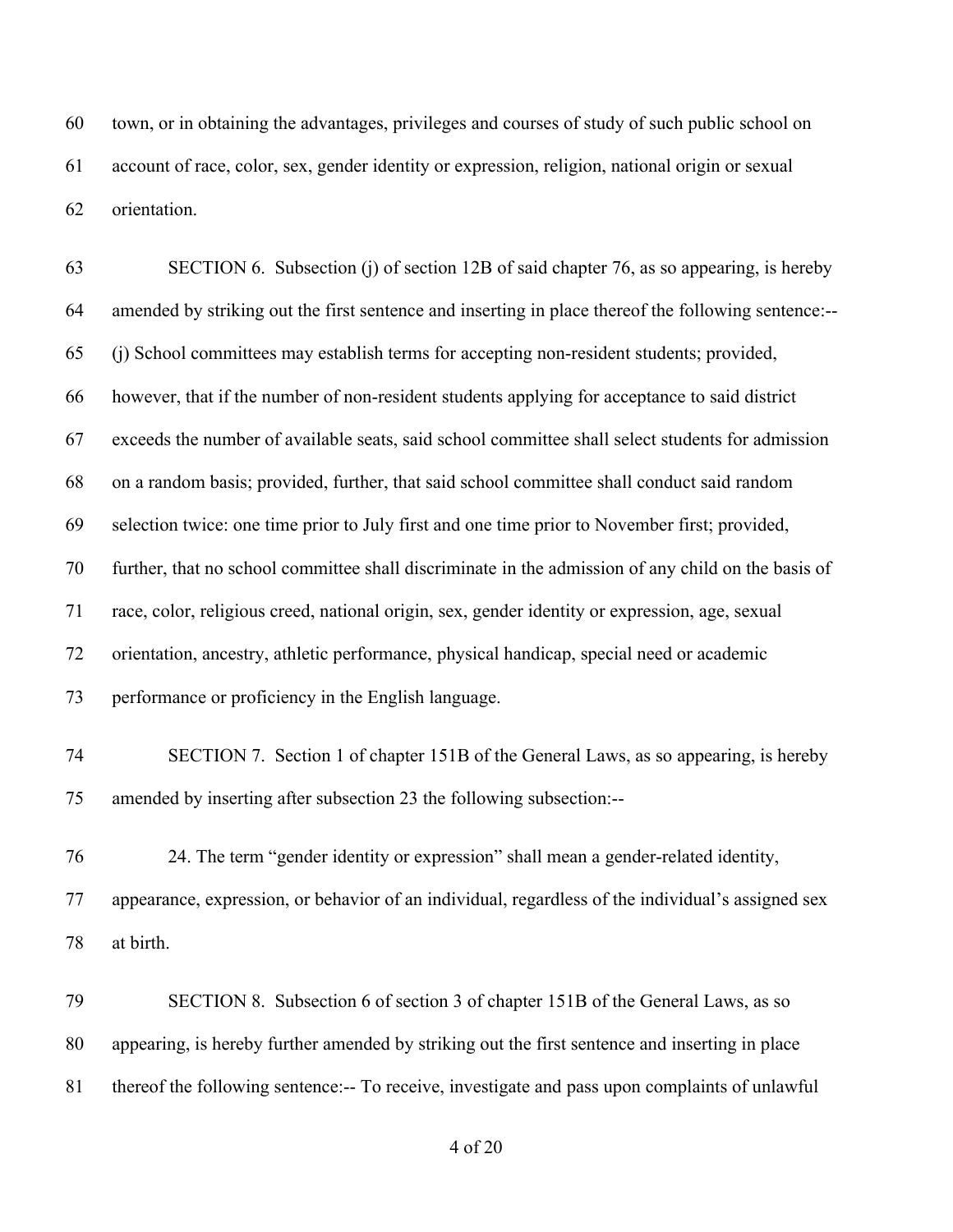town, or in obtaining the advantages, privileges and courses of study of such public school on account of race, color, sex, gender identity or expression, religion, national origin or sexual orientation.

SECTION 6. Subsection (j) of section 12B of said chapter 76, as so appearing, is hereby amended by striking out the first sentence and inserting in place thereof the following sentence:-- (j) School committees may establish terms for accepting non-resident students; provided, however, that if the number of non-resident students applying for acceptance to said district exceeds the number of available seats, said school committee shall select students for admission on a random basis; provided, further, that said school committee shall conduct said random selection twice: one time prior to July first and one time prior to November first; provided, further, that no school committee shall discriminate in the admission of any child on the basis of race, color, religious creed, national origin, sex, gender identity or expression, age, sexual orientation, ancestry, athletic performance, physical handicap, special need or academic performance or proficiency in the English language.

SECTION 7. Section 1 of chapter 151B of the General Laws, as so appearing, is hereby amended by inserting after subsection 23 the following subsection:--

24. The term "gender identity or expression" shall mean a gender-related identity, appearance, expression, or behavior of an individual, regardless of the individual's assigned sex at birth.

SECTION 8. Subsection 6 of section 3 of chapter 151B of the General Laws, as so appearing, is hereby further amended by striking out the first sentence and inserting in place thereof the following sentence:-- To receive, investigate and pass upon complaints of unlawful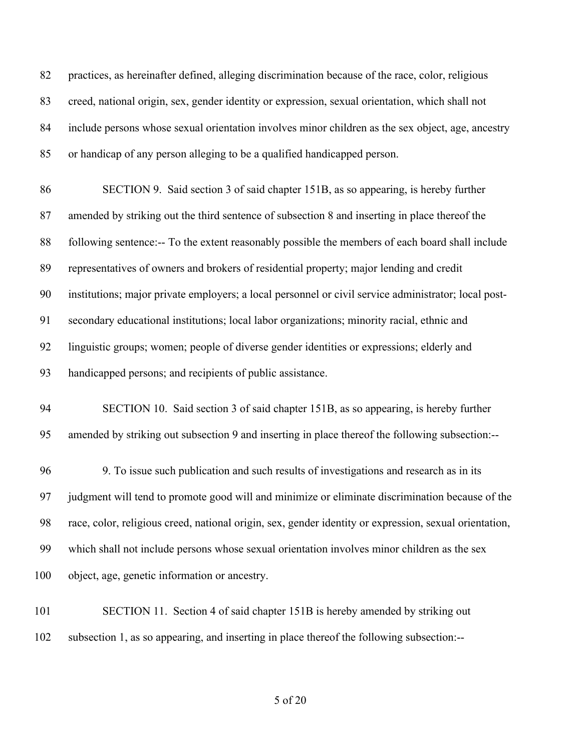practices, as hereinafter defined, alleging discrimination because of the race, color, religious creed, national origin, sex, gender identity or expression, sexual orientation, which shall not include persons whose sexual orientation involves minor children as the sex object, age, ancestry or handicap of any person alleging to be a qualified handicapped person.

SECTION 9. Said section 3 of said chapter 151B, as so appearing, is hereby further amended by striking out the third sentence of subsection 8 and inserting in place thereof the following sentence:-- To the extent reasonably possible the members of each board shall include representatives of owners and brokers of residential property; major lending and credit institutions; major private employers; a local personnel or civil service administrator; local post-secondary educational institutions; local labor organizations; minority racial, ethnic and linguistic groups; women; people of diverse gender identities or expressions; elderly and handicapped persons; and recipients of public assistance.

SECTION 10. Said section 3 of said chapter 151B, as so appearing, is hereby further amended by striking out subsection 9 and inserting in place thereof the following subsection:--

9. To issue such publication and such results of investigations and research as in its judgment will tend to promote good will and minimize or eliminate discrimination because of the race, color, religious creed, national origin, sex, gender identity or expression, sexual orientation, which shall not include persons whose sexual orientation involves minor children as the sex object, age, genetic information or ancestry.

SECTION 11. Section 4 of said chapter 151B is hereby amended by striking out subsection 1, as so appearing, and inserting in place thereof the following subsection:--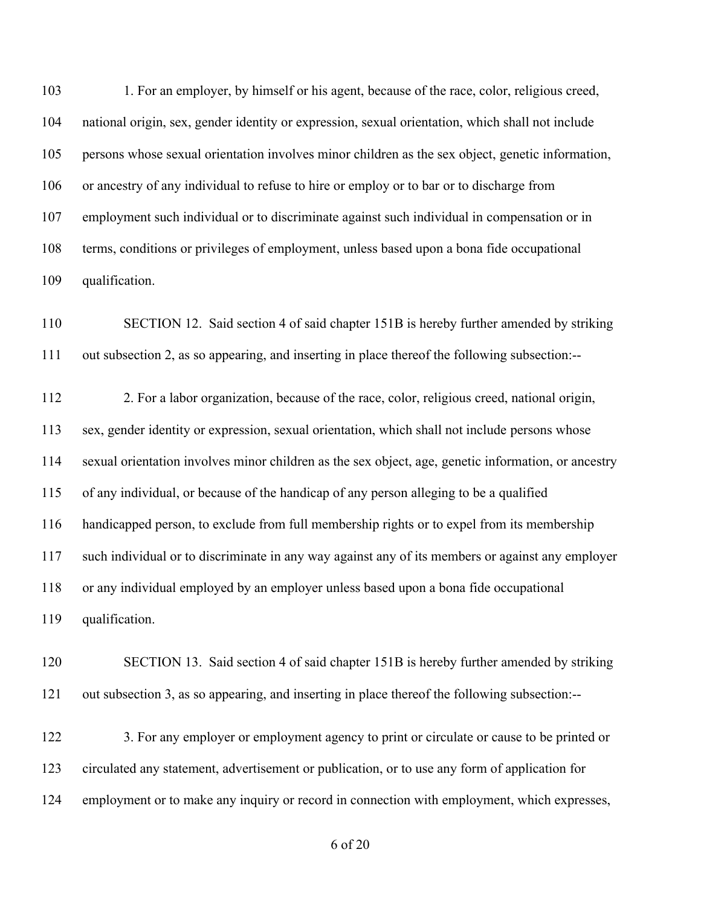1. For an employer, by himself or his agent, because of the race, color, religious creed, national origin, sex, gender identity or expression, sexual orientation, which shall not include persons whose sexual orientation involves minor children as the sex object, genetic information, or ancestry of any individual to refuse to hire or employ or to bar or to discharge from employment such individual or to discriminate against such individual in compensation or in terms, conditions or privileges of employment, unless based upon a bona fide occupational qualification.

SECTION 12. Said section 4 of said chapter 151B is hereby further amended by striking out subsection 2, as so appearing, and inserting in place thereof the following subsection:--

2. For a labor organization, because of the race, color, religious creed, national origin, sex, gender identity or expression, sexual orientation, which shall not include persons whose sexual orientation involves minor children as the sex object, age, genetic information, or ancestry of any individual, or because of the handicap of any person alleging to be a qualified handicapped person, to exclude from full membership rights or to expel from its membership such individual or to discriminate in any way against any of its members or against any employer or any individual employed by an employer unless based upon a bona fide occupational qualification.

SECTION 13. Said section 4 of said chapter 151B is hereby further amended by striking out subsection 3, as so appearing, and inserting in place thereof the following subsection:--

3. For any employer or employment agency to print or circulate or cause to be printed or circulated any statement, advertisement or publication, or to use any form of application for employment or to make any inquiry or record in connection with employment, which expresses,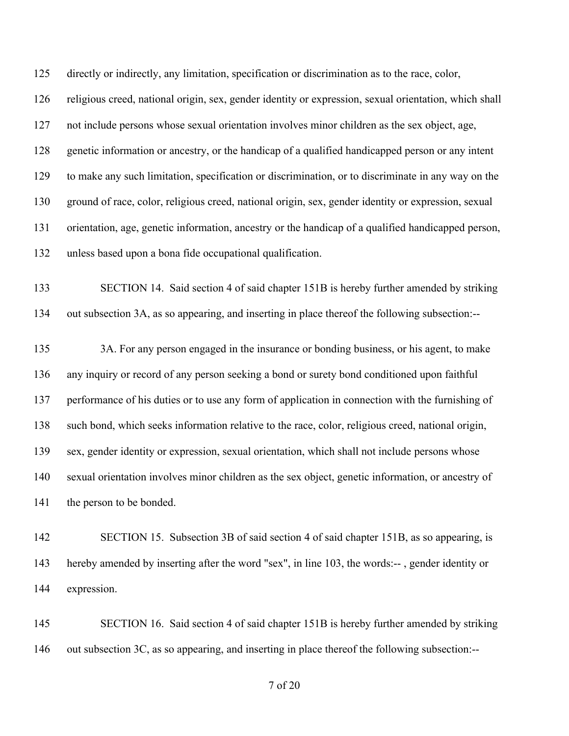directly or indirectly, any limitation, specification or discrimination as to the race, color, religious creed, national origin, sex, gender identity or expression, sexual orientation, which shall not include persons whose sexual orientation involves minor children as the sex object, age, genetic information or ancestry, or the handicap of a qualified handicapped person or any intent to make any such limitation, specification or discrimination, or to discriminate in any way on the ground of race, color, religious creed, national origin, sex, gender identity or expression, sexual orientation, age, genetic information, ancestry or the handicap of a qualified handicapped person, unless based upon a bona fide occupational qualification.

SECTION 14. Said section 4 of said chapter 151B is hereby further amended by striking out subsection 3A, as so appearing, and inserting in place thereof the following subsection:--

3A. For any person engaged in the insurance or bonding business, or his agent, to make any inquiry or record of any person seeking a bond or surety bond conditioned upon faithful performance of his duties or to use any form of application in connection with the furnishing of such bond, which seeks information relative to the race, color, religious creed, national origin, sex, gender identity or expression, sexual orientation, which shall not include persons whose sexual orientation involves minor children as the sex object, genetic information, or ancestry of the person to be bonded.

SECTION 15. Subsection 3B of said section 4 of said chapter 151B, as so appearing, is hereby amended by inserting after the word "sex", in line 103, the words:-- , gender identity or expression.

SECTION 16. Said section 4 of said chapter 151B is hereby further amended by striking out subsection 3C, as so appearing, and inserting in place thereof the following subsection:--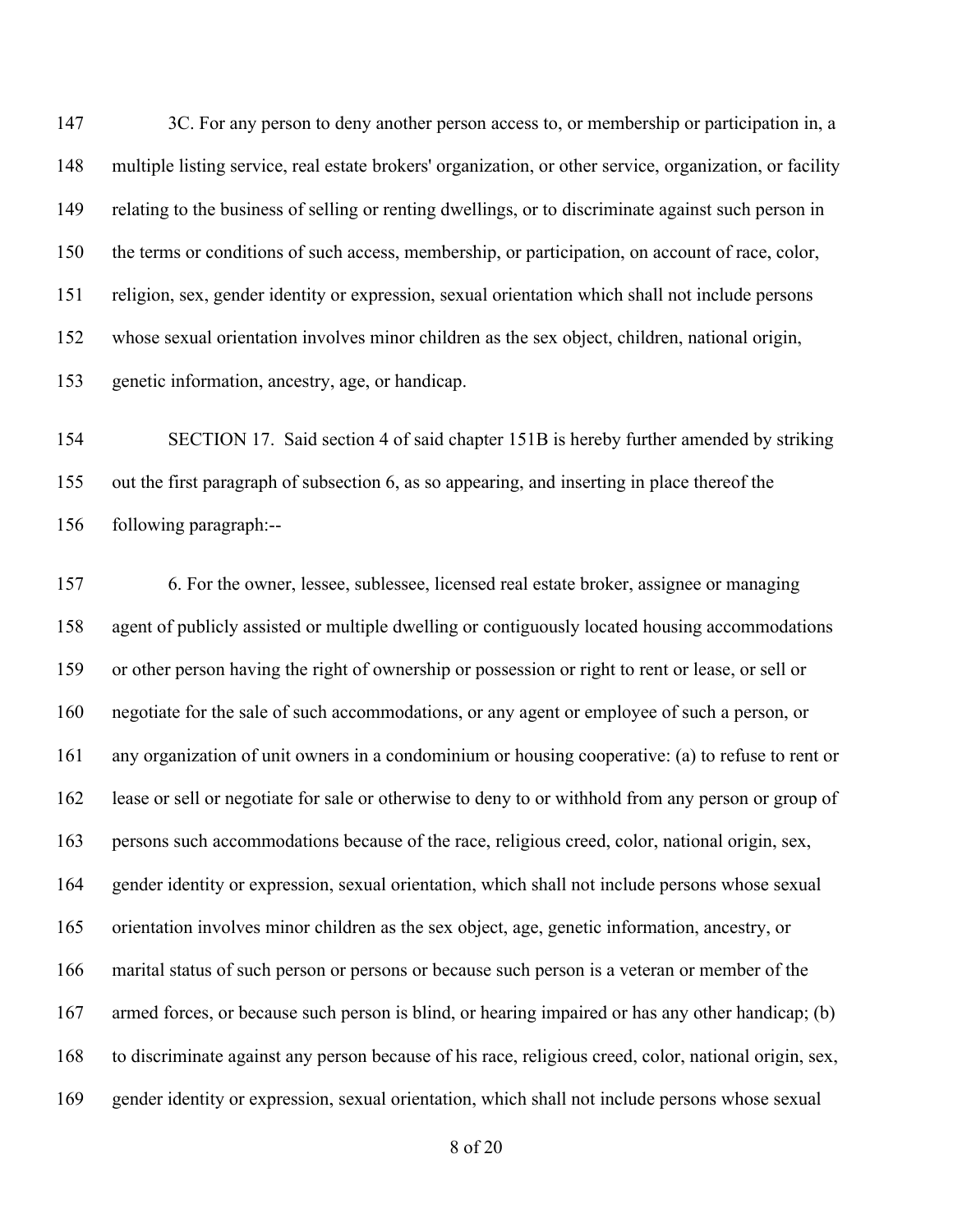3C. For any person to deny another person access to, or membership or participation in, a multiple listing service, real estate brokers' organization, or other service, organization, or facility relating to the business of selling or renting dwellings, or to discriminate against such person in the terms or conditions of such access, membership, or participation, on account of race, color, religion, sex, gender identity or expression, sexual orientation which shall not include persons whose sexual orientation involves minor children as the sex object, children, national origin, genetic information, ancestry, age, or handicap.

SECTION 17. Said section 4 of said chapter 151B is hereby further amended by striking out the first paragraph of subsection 6, as so appearing, and inserting in place thereof the following paragraph:--

6. For the owner, lessee, sublessee, licensed real estate broker, assignee or managing agent of publicly assisted or multiple dwelling or contiguously located housing accommodations or other person having the right of ownership or possession or right to rent or lease, or sell or negotiate for the sale of such accommodations, or any agent or employee of such a person, or any organization of unit owners in a condominium or housing cooperative: (a) to refuse to rent or lease or sell or negotiate for sale or otherwise to deny to or withhold from any person or group of persons such accommodations because of the race, religious creed, color, national origin, sex, gender identity or expression, sexual orientation, which shall not include persons whose sexual orientation involves minor children as the sex object, age, genetic information, ancestry, or marital status of such person or persons or because such person is a veteran or member of the armed forces, or because such person is blind, or hearing impaired or has any other handicap; (b) to discriminate against any person because of his race, religious creed, color, national origin, sex, gender identity or expression, sexual orientation, which shall not include persons whose sexual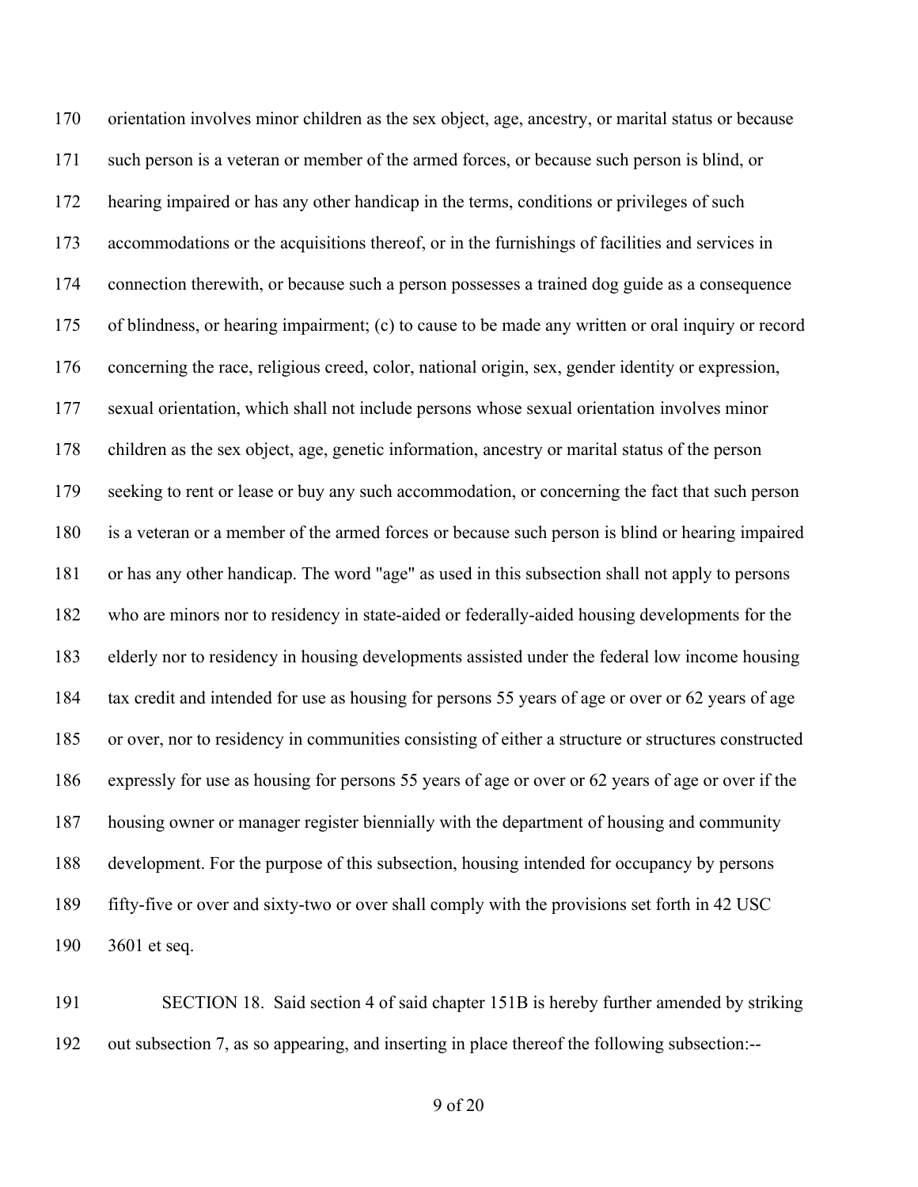orientation involves minor children as the sex object, age, ancestry, or marital status or because such person is a veteran or member of the armed forces, or because such person is blind, or hearing impaired or has any other handicap in the terms, conditions or privileges of such accommodations or the acquisitions thereof, or in the furnishings of facilities and services in connection therewith, or because such a person possesses a trained dog guide as a consequence of blindness, or hearing impairment; (c) to cause to be made any written or oral inquiry or record concerning the race, religious creed, color, national origin, sex, gender identity or expression, sexual orientation, which shall not include persons whose sexual orientation involves minor children as the sex object, age, genetic information, ancestry or marital status of the person seeking to rent or lease or buy any such accommodation, or concerning the fact that such person is a veteran or a member of the armed forces or because such person is blind or hearing impaired or has any other handicap. The word "age" as used in this subsection shall not apply to persons who are minors nor to residency in state-aided or federally-aided housing developments for the elderly nor to residency in housing developments assisted under the federal low income housing tax credit and intended for use as housing for persons 55 years of age or over or 62 years of age or over, nor to residency in communities consisting of either a structure or structures constructed expressly for use as housing for persons 55 years of age or over or 62 years of age or over if the housing owner or manager register biennially with the department of housing and community development. For the purpose of this subsection, housing intended for occupancy by persons fifty-five or over and sixty-two or over shall comply with the provisions set forth in 42 USC 3601 et seq.

SECTION 18. Said section 4 of said chapter 151B is hereby further amended by striking out subsection 7, as so appearing, and inserting in place thereof the following subsection:--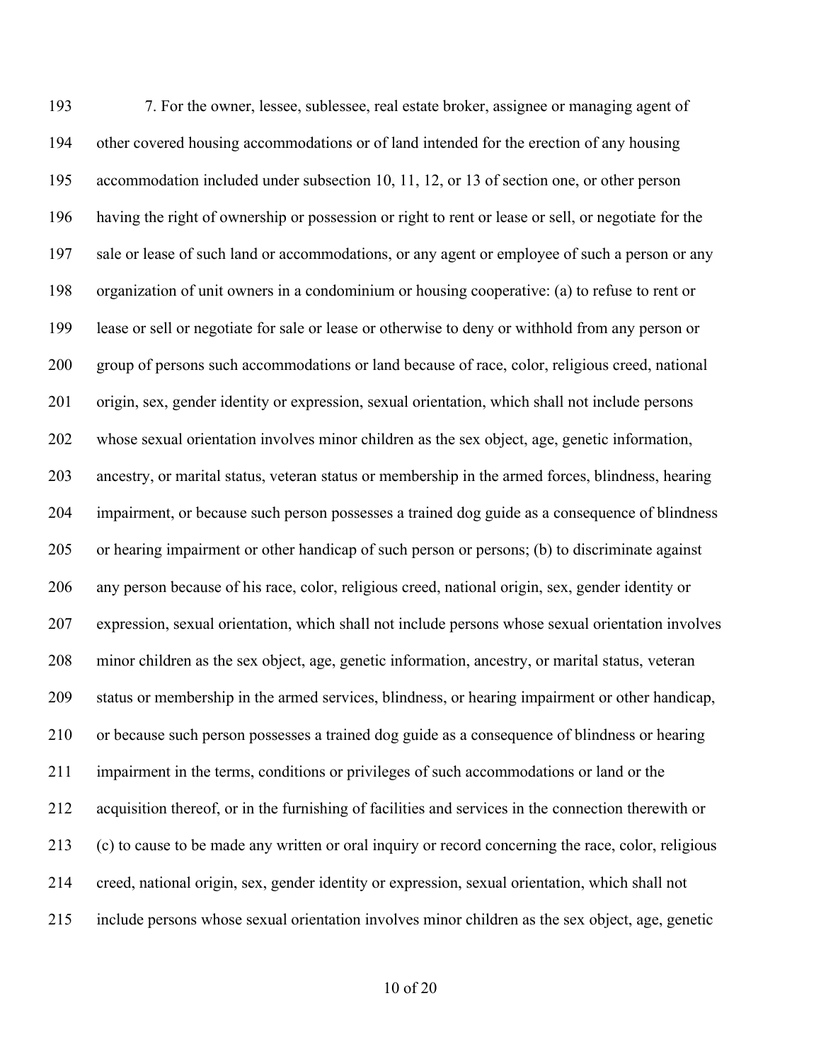193 7. For the owner, lessee, sublessee, real estate broker, assignee or managing agent of
194 other covered housing accommodations or of land intended for the erection of any housing
195 accommodation included under subsection 10, 11, 12, or 13 of section one, or other person
196 having the right of ownership or possession or right to rent or lease or sell, or negotiate for the
197 sale or lease of such land or accommodations, or any agent or employee of such a person or any
198 organization of unit owners in a condominium or housing cooperative: (a) to refuse to rent or
199 lease or sell or negotiate for sale or lease or otherwise to deny or withhold from any person or
200 group of persons such accommodations or land because of race, color, religious creed, national
201 origin, sex, gender identity or expression, sexual orientation, which shall not include persons
202 whose sexual orientation involves minor children as the sex object, age, genetic information,
203 ancestry, or marital status, veteran status or membership in the armed forces, blindness, hearing
204 impairment, or because such person possesses a trained dog guide as a consequence of blindness
205 or hearing impairment or other handicap of such person or persons; (b) to discriminate against
206 any person because of his race, color, religious creed, national origin, sex, gender identity or
207 expression, sexual orientation, which shall not include persons whose sexual orientation involves
208 minor children as the sex object, age, genetic information, ancestry, or marital status, veteran
209 status or membership in the armed services, blindness, or hearing impairment or other handicap,
210 or because such person possesses a trained dog guide as a consequence of blindness or hearing
211 impairment in the terms, conditions or privileges of such accommodations or land or the
212 acquisition thereof, or in the furnishing of facilities and services in the connection therewith or
213 (c) to cause to be made any written or oral inquiry or record concerning the race, color, religious
214 creed, national origin, sex, gender identity or expression, sexual orientation, which shall not
215 include persons whose sexual orientation involves minor children as the sex object, age, genetic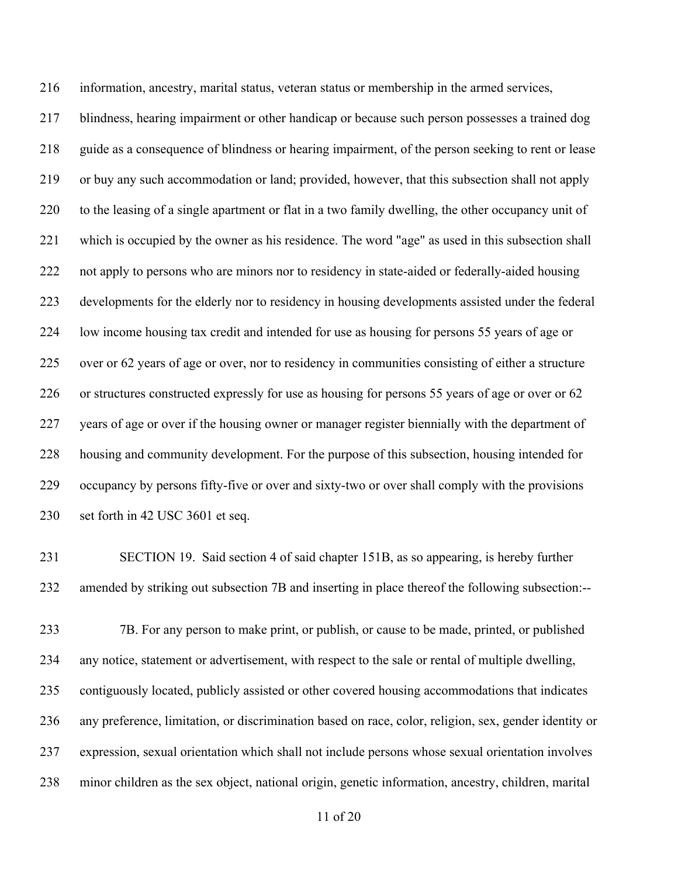216 information, ancestry, marital status, veteran status or membership in the armed services,
217 blindness, hearing impairment or other handicap or because such person possesses a trained dog
218 guide as a consequence of blindness or hearing impairment, of the person seeking to rent or lease
219 or buy any such accommodation or land; provided, however, that this subsection shall not apply
220 to the leasing of a single apartment or flat in a two family dwelling, the other occupancy unit of
221 which is occupied by the owner as his residence. The word "age" as used in this subsection shall
222 not apply to persons who are minors nor to residency in state-aided or federally-aided housing
223 developments for the elderly nor to residency in housing developments assisted under the federal
224 low income housing tax credit and intended for use as housing for persons 55 years of age or
225 over or 62 years of age or over, nor to residency in communities consisting of either a structure
226 or structures constructed expressly for use as housing for persons 55 years of age or over or 62
227 years of age or over if the housing owner or manager register biennially with the department of
228 housing and community development. For the purpose of this subsection, housing intended for
229 occupancy by persons fifty-five or over and sixty-two or over shall comply with the provisions
230 set forth in 42 USC 3601 et seq.

231 SECTION 19. Said section 4 of said chapter 151B, as so appearing, is hereby further
232 amended by striking out subsection 7B and inserting in place thereof the following subsection:--

233 7B. For any person to make print, or publish, or cause to be made, printed, or published
234 any notice, statement or advertisement, with respect to the sale or rental of multiple dwelling,
235 contiguously located, publicly assisted or other covered housing accommodations that indicates
236 any preference, limitation, or discrimination based on race, color, religion, sex, gender identity or
237 expression, sexual orientation which shall not include persons whose sexual orientation involves
238 minor children as the sex object, national origin, genetic information, ancestry, children, marital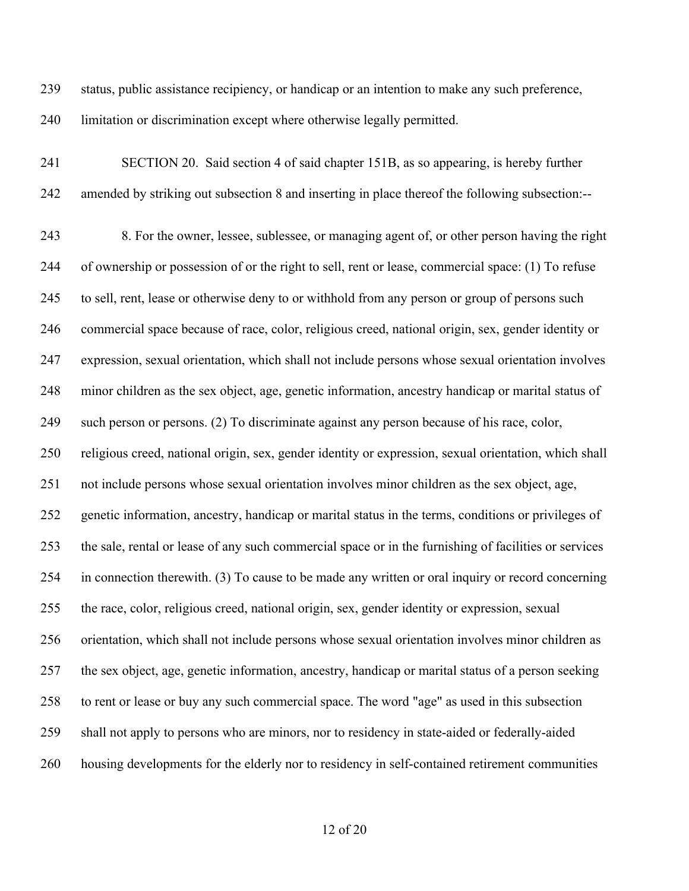status, public assistance recipiency, or handicap or an intention to make any such preference, limitation or discrimination except where otherwise legally permitted.

SECTION 20. Said section 4 of said chapter 151B, as so appearing, is hereby further amended by striking out subsection 8 and inserting in place thereof the following subsection:--

8. For the owner, lessee, sublessee, or managing agent of, or other person having the right of ownership or possession of or the right to sell, rent or lease, commercial space: (1) To refuse to sell, rent, lease or otherwise deny to or withhold from any person or group of persons such commercial space because of race, color, religious creed, national origin, sex, gender identity or expression, sexual orientation, which shall not include persons whose sexual orientation involves minor children as the sex object, age, genetic information, ancestry handicap or marital status of such person or persons. (2) To discriminate against any person because of his race, color, religious creed, national origin, sex, gender identity or expression, sexual orientation, which shall not include persons whose sexual orientation involves minor children as the sex object, age, genetic information, ancestry, handicap or marital status in the terms, conditions or privileges of the sale, rental or lease of any such commercial space or in the furnishing of facilities or services in connection therewith. (3) To cause to be made any written or oral inquiry or record concerning the race, color, religious creed, national origin, sex, gender identity or expression, sexual orientation, which shall not include persons whose sexual orientation involves minor children as the sex object, age, genetic information, ancestry, handicap or marital status of a person seeking to rent or lease or buy any such commercial space. The word "age" as used in this subsection shall not apply to persons who are minors, nor to residency in state-aided or federally-aided housing developments for the elderly nor to residency in self-contained retirement communities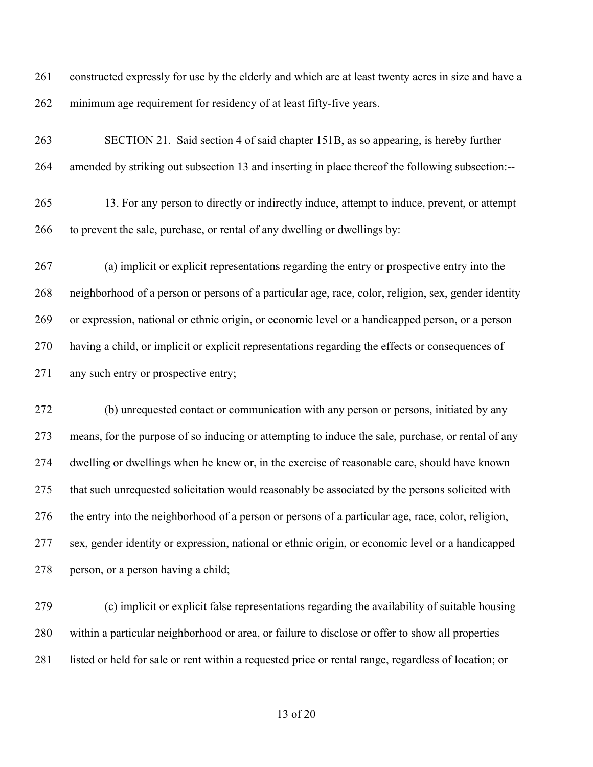constructed expressly for use by the elderly and which are at least twenty acres in size and have a minimum age requirement for residency of at least fifty-five years.

SECTION 21. Said section 4 of said chapter 151B, as so appearing, is hereby further amended by striking out subsection 13 and inserting in place thereof the following subsection:--

13. For any person to directly or indirectly induce, attempt to induce, prevent, or attempt to prevent the sale, purchase, or rental of any dwelling or dwellings by:

(a) implicit or explicit representations regarding the entry or prospective entry into the neighborhood of a person or persons of a particular age, race, color, religion, sex, gender identity or expression, national or ethnic origin, or economic level or a handicapped person, or a person having a child, or implicit or explicit representations regarding the effects or consequences of any such entry or prospective entry;

(b) unrequested contact or communication with any person or persons, initiated by any means, for the purpose of so inducing or attempting to induce the sale, purchase, or rental of any dwelling or dwellings when he knew or, in the exercise of reasonable care, should have known that such unrequested solicitation would reasonably be associated by the persons solicited with the entry into the neighborhood of a person or persons of a particular age, race, color, religion, sex, gender identity or expression, national or ethnic origin, or economic level or a handicapped person, or a person having a child;

(c) implicit or explicit false representations regarding the availability of suitable housing within a particular neighborhood or area, or failure to disclose or offer to show all properties listed or held for sale or rent within a requested price or rental range, regardless of location; or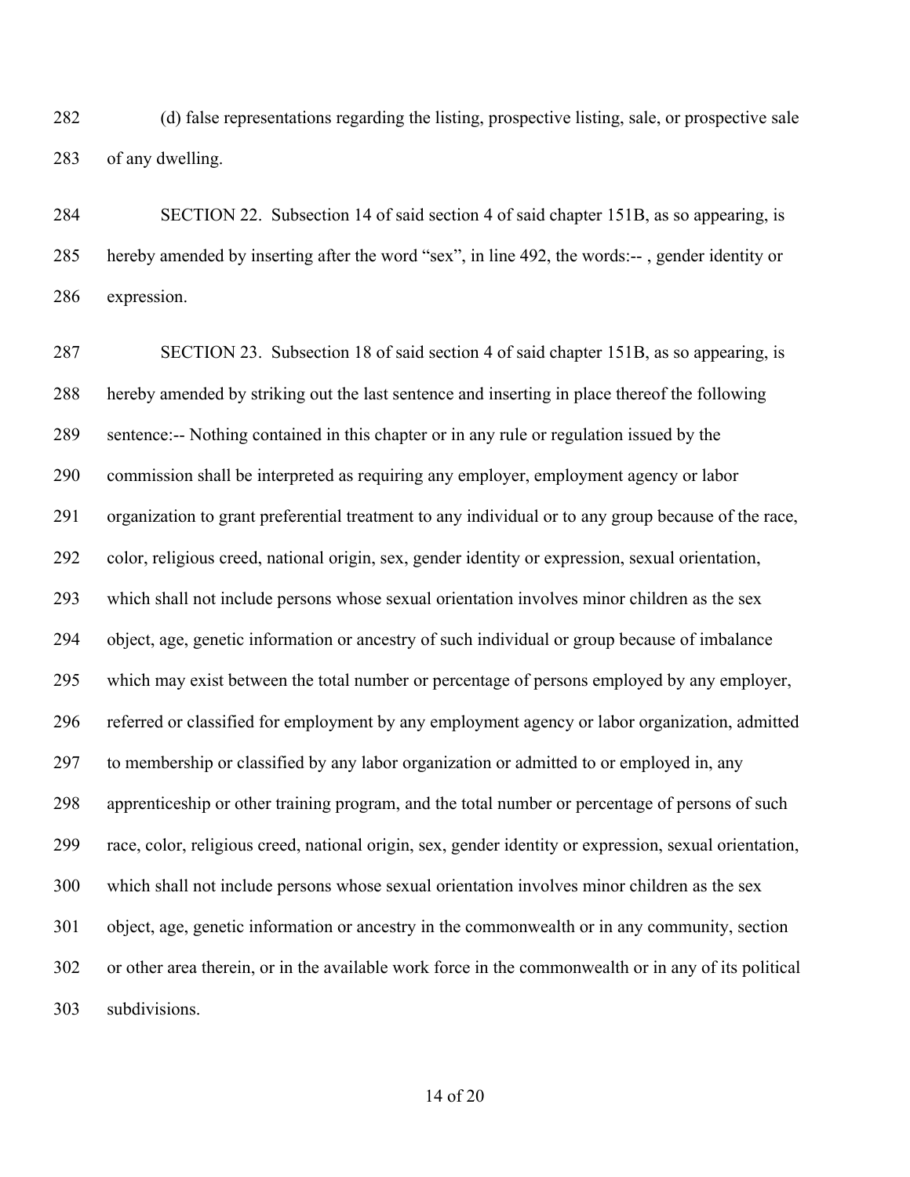(d) false representations regarding the listing, prospective listing, sale, or prospective sale of any dwelling.

SECTION 22. Subsection 14 of said section 4 of said chapter 151B, as so appearing, is hereby amended by inserting after the word "sex", in line 492, the words:-- , gender identity or expression.

SECTION 23. Subsection 18 of said section 4 of said chapter 151B, as so appearing, is hereby amended by striking out the last sentence and inserting in place thereof the following sentence:-- Nothing contained in this chapter or in any rule or regulation issued by the commission shall be interpreted as requiring any employer, employment agency or labor organization to grant preferential treatment to any individual or to any group because of the race, color, religious creed, national origin, sex, gender identity or expression, sexual orientation, which shall not include persons whose sexual orientation involves minor children as the sex object, age, genetic information or ancestry of such individual or group because of imbalance which may exist between the total number or percentage of persons employed by any employer, referred or classified for employment by any employment agency or labor organization, admitted to membership or classified by any labor organization or admitted to or employed in, any apprenticeship or other training program, and the total number or percentage of persons of such race, color, religious creed, national origin, sex, gender identity or expression, sexual orientation, which shall not include persons whose sexual orientation involves minor children as the sex object, age, genetic information or ancestry in the commonwealth or in any community, section or other area therein, or in the available work force in the commonwealth or in any of its political subdivisions.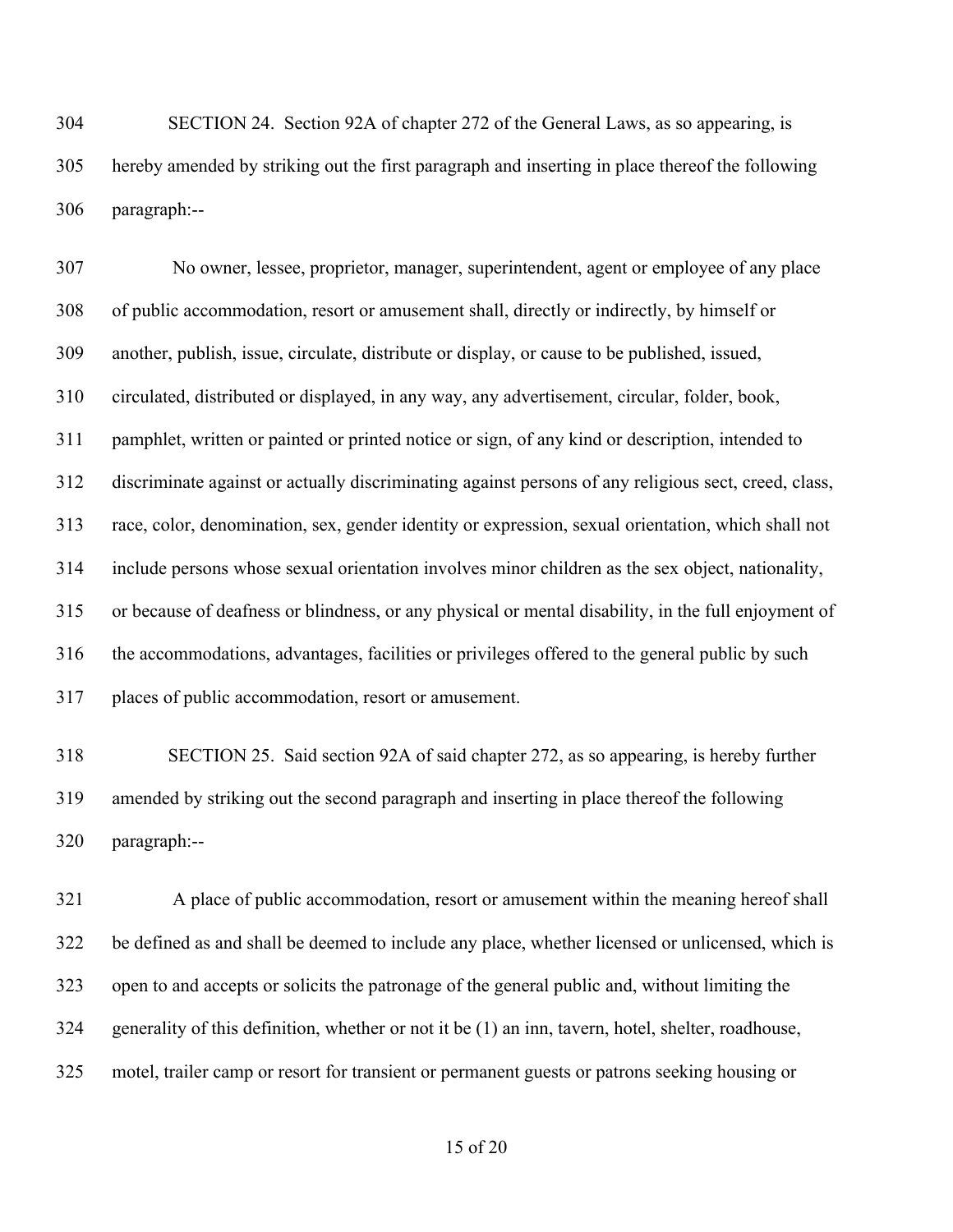SECTION 24. Section 92A of chapter 272 of the General Laws, as so appearing, is hereby amended by striking out the first paragraph and inserting in place thereof the following paragraph:--

No owner, lessee, proprietor, manager, superintendent, agent or employee of any place of public accommodation, resort or amusement shall, directly or indirectly, by himself or another, publish, issue, circulate, distribute or display, or cause to be published, issued, circulated, distributed or displayed, in any way, any advertisement, circular, folder, book, pamphlet, written or painted or printed notice or sign, of any kind or description, intended to discriminate against or actually discriminating against persons of any religious sect, creed, class, race, color, denomination, sex, gender identity or expression, sexual orientation, which shall not include persons whose sexual orientation involves minor children as the sex object, nationality, or because of deafness or blindness, or any physical or mental disability, in the full enjoyment of the accommodations, advantages, facilities or privileges offered to the general public by such places of public accommodation, resort or amusement.

SECTION 25. Said section 92A of said chapter 272, as so appearing, is hereby further amended by striking out the second paragraph and inserting in place thereof the following paragraph:--

A place of public accommodation, resort or amusement within the meaning hereof shall be defined as and shall be deemed to include any place, whether licensed or unlicensed, which is open to and accepts or solicits the patronage of the general public and, without limiting the generality of this definition, whether or not it be (1) an inn, tavern, hotel, shelter, roadhouse, motel, trailer camp or resort for transient or permanent guests or patrons seeking housing or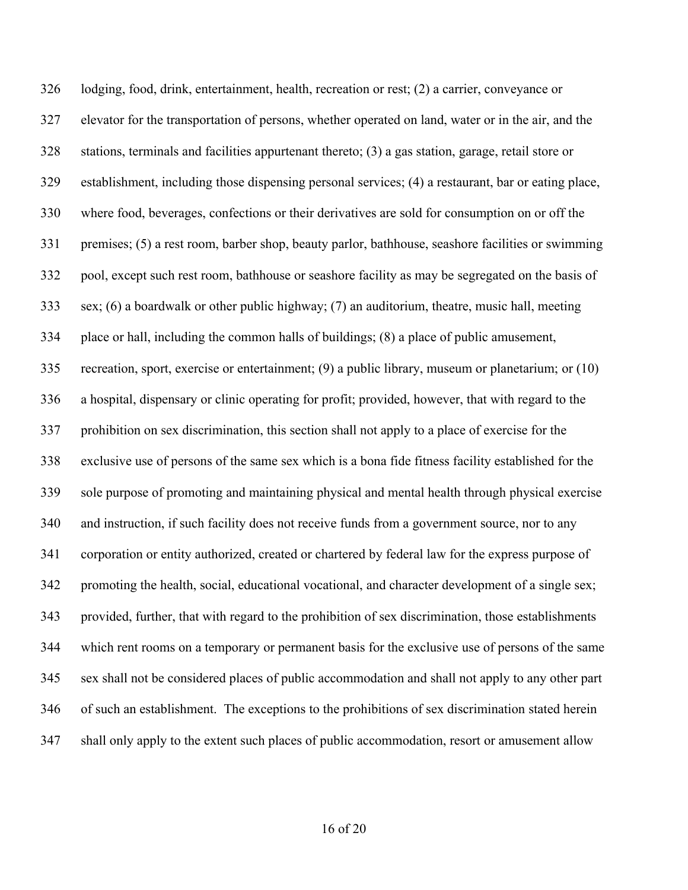lodging, food, drink, entertainment, health, recreation or rest; (2) a carrier, conveyance or elevator for the transportation of persons, whether operated on land, water or in the air, and the stations, terminals and facilities appurtenant thereto; (3) a gas station, garage, retail store or establishment, including those dispensing personal services; (4) a restaurant, bar or eating place, where food, beverages, confections or their derivatives are sold for consumption on or off the premises; (5) a rest room, barber shop, beauty parlor, bathhouse, seashore facilities or swimming pool, except such rest room, bathhouse or seashore facility as may be segregated on the basis of sex; (6) a boardwalk or other public highway; (7) an auditorium, theatre, music hall, meeting place or hall, including the common halls of buildings; (8) a place of public amusement, recreation, sport, exercise or entertainment; (9) a public library, museum or planetarium; or (10) a hospital, dispensary or clinic operating for profit; provided, however, that with regard to the prohibition on sex discrimination, this section shall not apply to a place of exercise for the exclusive use of persons of the same sex which is a bona fide fitness facility established for the sole purpose of promoting and maintaining physical and mental health through physical exercise and instruction, if such facility does not receive funds from a government source, nor to any corporation or entity authorized, created or chartered by federal law for the express purpose of promoting the health, social, educational vocational, and character development of a single sex; provided, further, that with regard to the prohibition of sex discrimination, those establishments which rent rooms on a temporary or permanent basis for the exclusive use of persons of the same sex shall not be considered places of public accommodation and shall not apply to any other part of such an establishment. The exceptions to the prohibitions of sex discrimination stated herein shall only apply to the extent such places of public accommodation, resort or amusement allow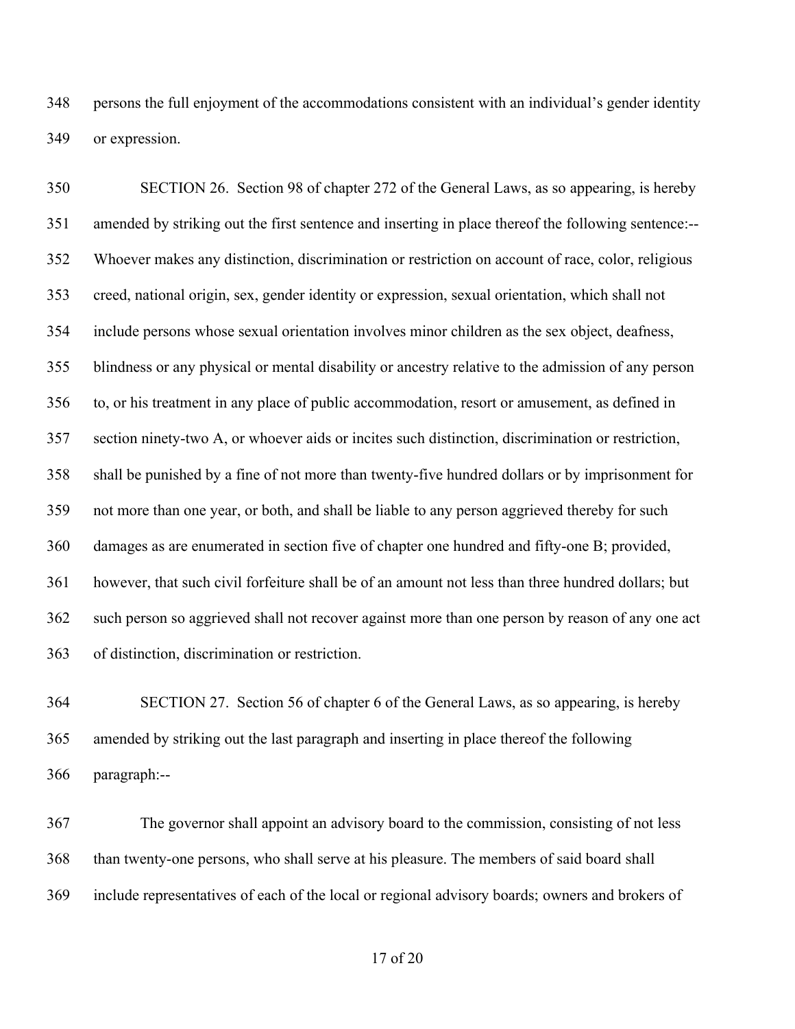persons the full enjoyment of the accommodations consistent with an individual's gender identity or expression.

SECTION 26. Section 98 of chapter 272 of the General Laws, as so appearing, is hereby amended by striking out the first sentence and inserting in place thereof the following sentence:-- Whoever makes any distinction, discrimination or restriction on account of race, color, religious creed, national origin, sex, gender identity or expression, sexual orientation, which shall not include persons whose sexual orientation involves minor children as the sex object, deafness, blindness or any physical or mental disability or ancestry relative to the admission of any person to, or his treatment in any place of public accommodation, resort or amusement, as defined in section ninety-two A, or whoever aids or incites such distinction, discrimination or restriction, shall be punished by a fine of not more than twenty-five hundred dollars or by imprisonment for not more than one year, or both, and shall be liable to any person aggrieved thereby for such damages as are enumerated in section five of chapter one hundred and fifty-one B; provided, however, that such civil forfeiture shall be of an amount not less than three hundred dollars; but such person so aggrieved shall not recover against more than one person by reason of any one act of distinction, discrimination or restriction.

SECTION 27. Section 56 of chapter 6 of the General Laws, as so appearing, is hereby amended by striking out the last paragraph and inserting in place thereof the following paragraph:--

The governor shall appoint an advisory board to the commission, consisting of not less than twenty-one persons, who shall serve at his pleasure. The members of said board shall include representatives of each of the local or regional advisory boards; owners and brokers of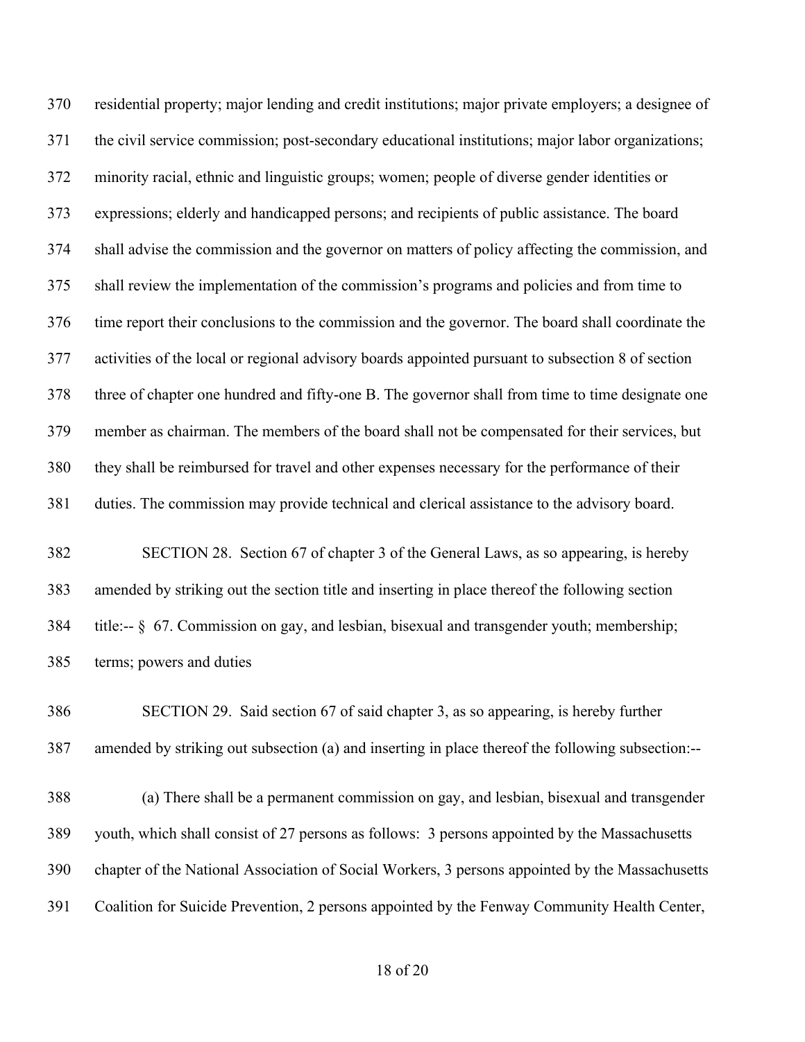370 residential property; major lending and credit institutions; major private employers; a designee of
371 the civil service commission; post-secondary educational institutions; major labor organizations;
372 minority racial, ethnic and linguistic groups; women; people of diverse gender identities or
373 expressions; elderly and handicapped persons; and recipients of public assistance. The board
374 shall advise the commission and the governor on matters of policy affecting the commission, and
375 shall review the implementation of the commission's programs and policies and from time to
376 time report their conclusions to the commission and the governor. The board shall coordinate the
377 activities of the local or regional advisory boards appointed pursuant to subsection 8 of section
378 three of chapter one hundred and fifty-one B. The governor shall from time to time designate one
379 member as chairman. The members of the board shall not be compensated for their services, but
380 they shall be reimbursed for travel and other expenses necessary for the performance of their
381 duties. The commission may provide technical and clerical assistance to the advisory board.

382 SECTION 28. Section 67 of chapter 3 of the General Laws, as so appearing, is hereby
383 amended by striking out the section title and inserting in place thereof the following section
384 title:-- § 67. Commission on gay, and lesbian, bisexual and transgender youth; membership;
385 terms; powers and duties

386 SECTION 29. Said section 67 of said chapter 3, as so appearing, is hereby further
387 amended by striking out subsection (a) and inserting in place thereof the following subsection:--

388 (a) There shall be a permanent commission on gay, and lesbian, bisexual and transgender
389 youth, which shall consist of 27 persons as follows: 3 persons appointed by the Massachusetts
390 chapter of the National Association of Social Workers, 3 persons appointed by the Massachusetts
391 Coalition for Suicide Prevention, 2 persons appointed by the Fenway Community Health Center,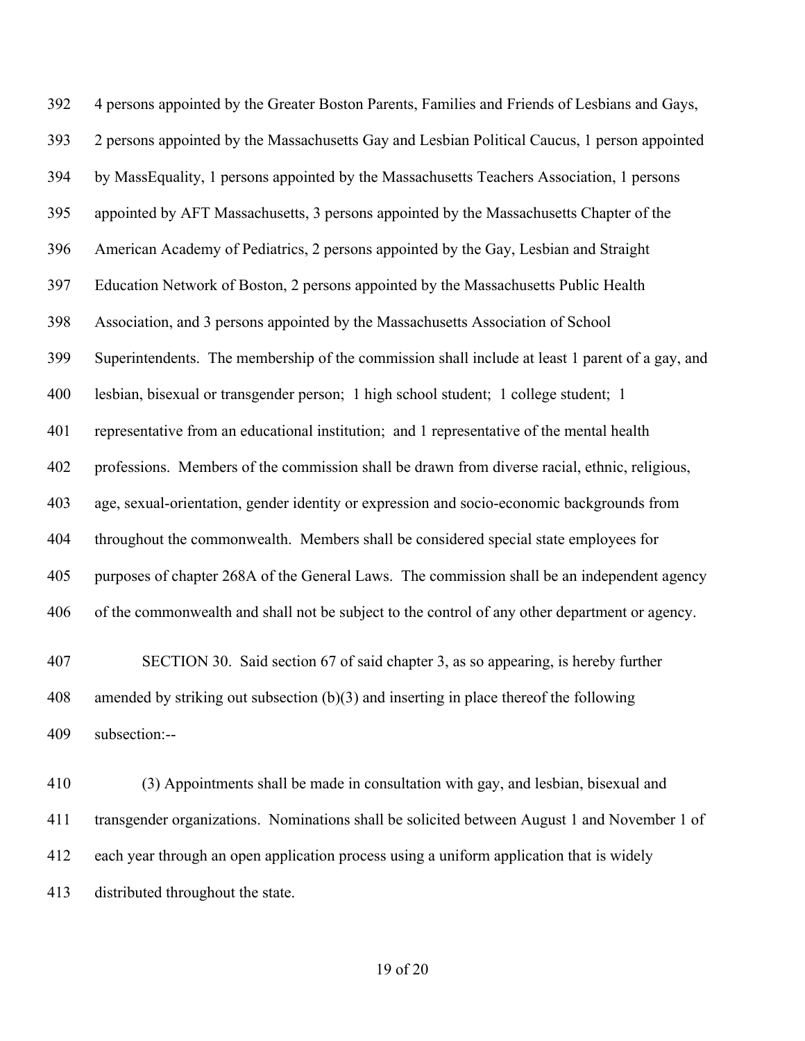4 persons appointed by the Greater Boston Parents, Families and Friends of Lesbians and Gays, 2 persons appointed by the Massachusetts Gay and Lesbian Political Caucus, 1 person appointed by MassEquality, 1 persons appointed by the Massachusetts Teachers Association, 1 persons appointed by AFT Massachusetts, 3 persons appointed by the Massachusetts Chapter of the American Academy of Pediatrics, 2 persons appointed by the Gay, Lesbian and Straight Education Network of Boston, 2 persons appointed by the Massachusetts Public Health Association, and 3 persons appointed by the Massachusetts Association of School Superintendents. The membership of the commission shall include at least 1 parent of a gay, and lesbian, bisexual or transgender person; 1 high school student; 1 college student; 1 representative from an educational institution; and 1 representative of the mental health professions. Members of the commission shall be drawn from diverse racial, ethnic, religious, age, sexual-orientation, gender identity or expression and socio-economic backgrounds from throughout the commonwealth. Members shall be considered special state employees for purposes of chapter 268A of the General Laws. The commission shall be an independent agency of the commonwealth and shall not be subject to the control of any other department or agency.

SECTION 30. Said section 67 of said chapter 3, as so appearing, is hereby further amended by striking out subsection (b)(3) and inserting in place thereof the following subsection:--

(3) Appointments shall be made in consultation with gay, and lesbian, bisexual and transgender organizations. Nominations shall be solicited between August 1 and November 1 of each year through an open application process using a uniform application that is widely distributed throughout the state.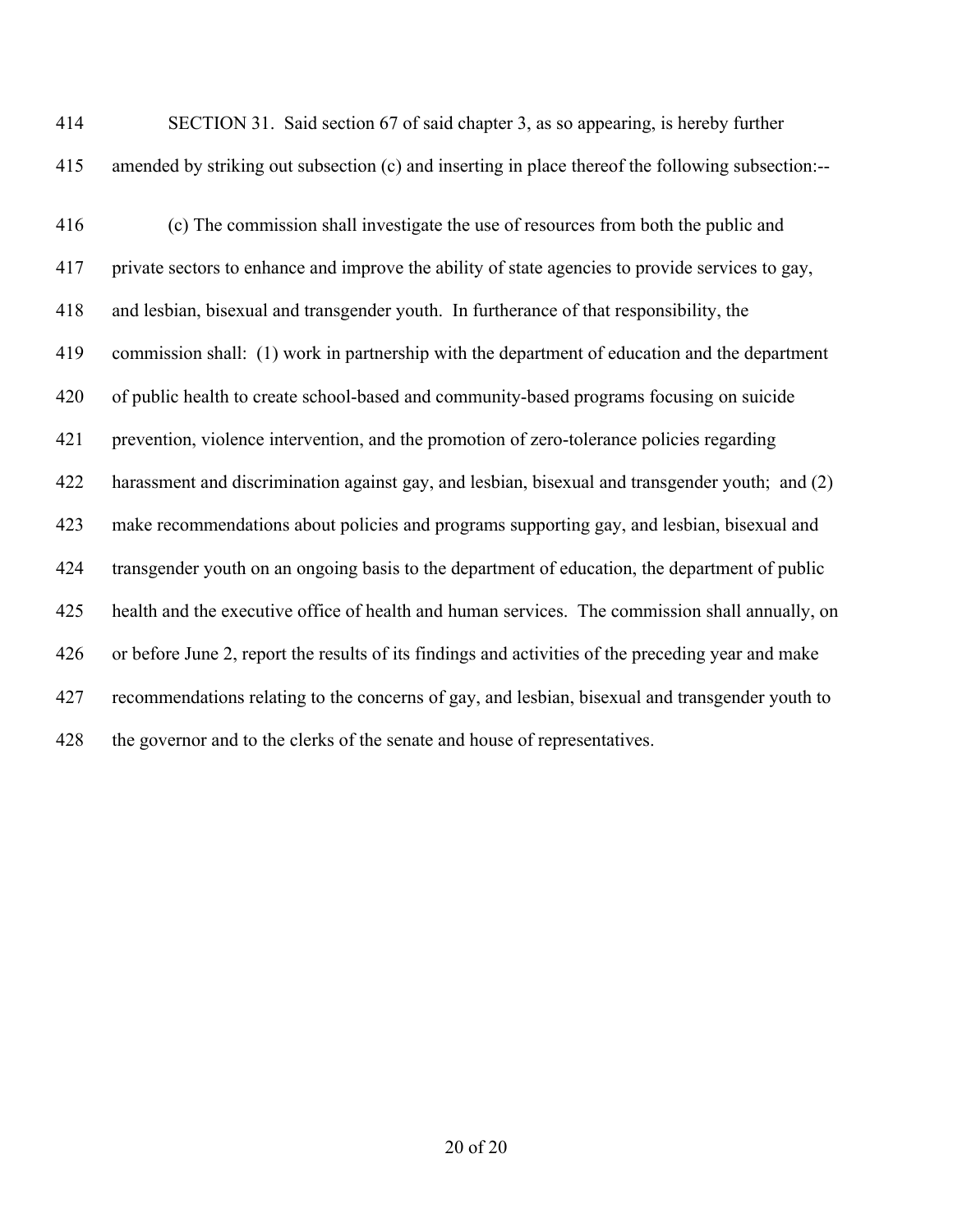SECTION 31. Said section 67 of said chapter 3, as so appearing, is hereby further amended by striking out subsection (c) and inserting in place thereof the following subsection:--

(c) The commission shall investigate the use of resources from both the public and private sectors to enhance and improve the ability of state agencies to provide services to gay, and lesbian, bisexual and transgender youth. In furtherance of that responsibility, the commission shall: (1) work in partnership with the department of education and the department of public health to create school-based and community-based programs focusing on suicide prevention, violence intervention, and the promotion of zero-tolerance policies regarding harassment and discrimination against gay, and lesbian, bisexual and transgender youth; and (2) make recommendations about policies and programs supporting gay, and lesbian, bisexual and transgender youth on an ongoing basis to the department of education, the department of public health and the executive office of health and human services. The commission shall annually, on or before June 2, report the results of its findings and activities of the preceding year and make recommendations relating to the concerns of gay, and lesbian, bisexual and transgender youth to the governor and to the clerks of the senate and house of representatives.